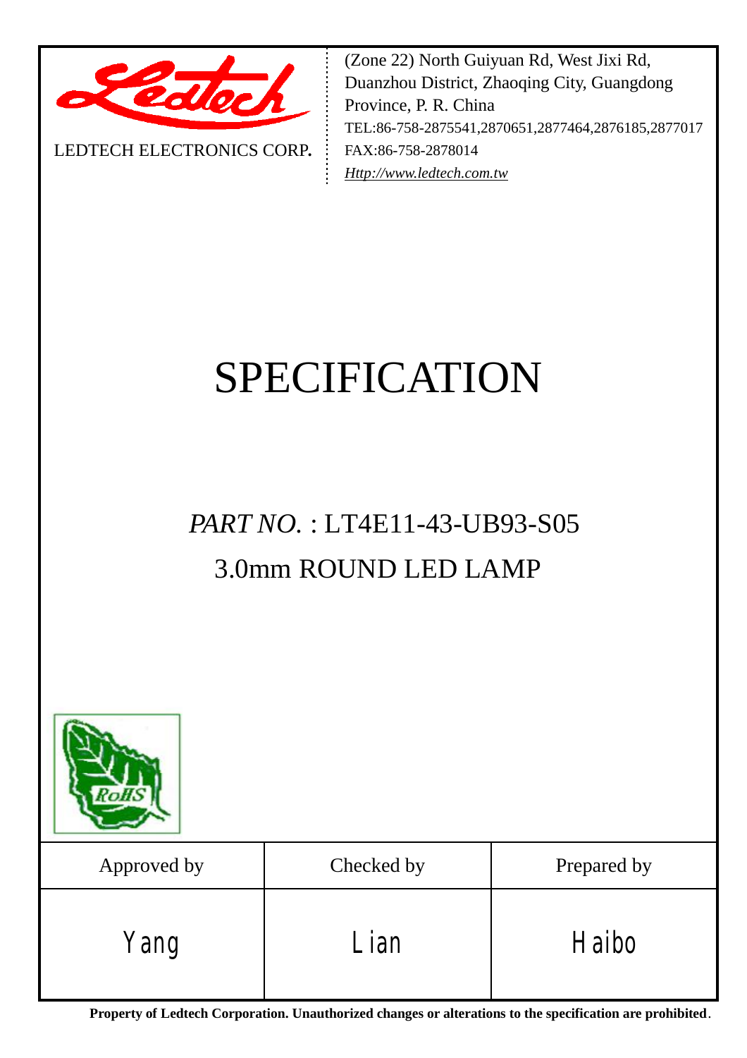LEDTECH ELECTRONICS CORP.

(Zone 22) North Guiyuan Rd, West Jixi Rd, Duanzhou District, Zhaoqing City, Guangdong Province, P. R. China
TEL:86-758-2875541,2870651,2877464,2876185,2877017
FAX:86-758-2878014
*Http://www.ledtech.com.tw*

# SPECIFICATION

## *PART NO.* : LT4E11-43-UB93-S05

## 3.0mm ROUND LED LAMP

| Approved by | Checked by | Prepared by |
|---|---|---|
| Yang | Lian | Haibo |

**Property of Ledtech Corporation. Unauthorized changes or alterations to the specification are prohibited**.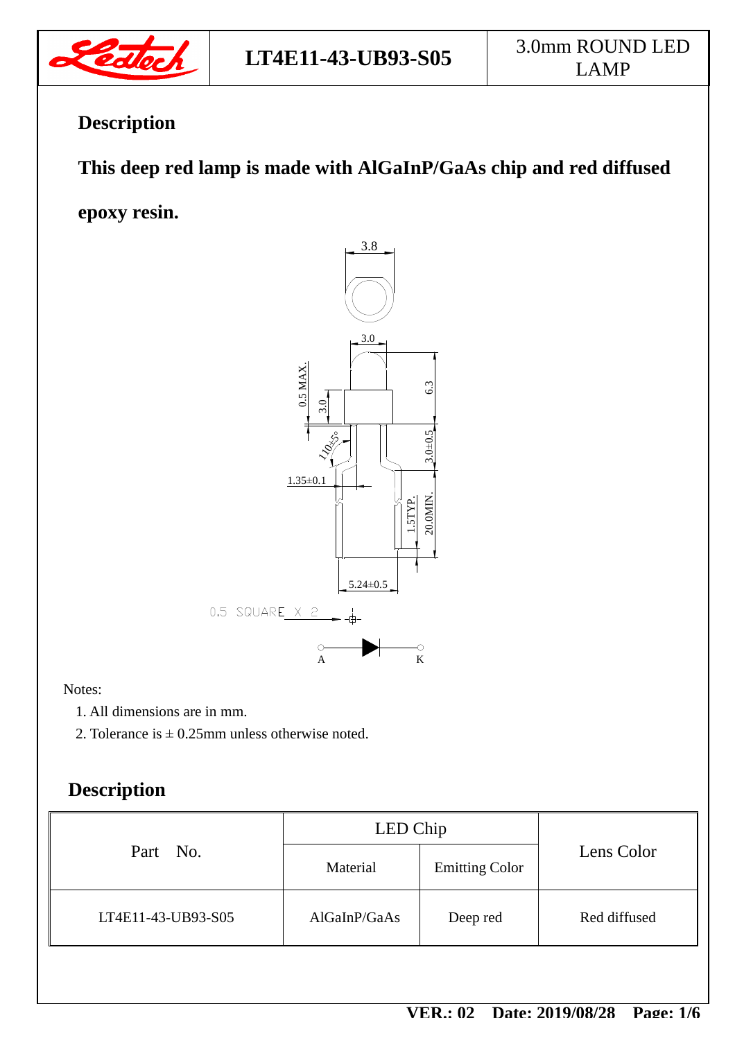## Description

**This deep red lamp is made with AlGaInP/GaAs chip and red diffused epoxy resin.**

Notes:

1. All dimensions are in mm.
2. Tolerance is ± 0.25mm unless otherwise noted.

## Description

| Part No. | LED Chip | | Lens Color |
|---|---|---|---|
| | Material | Emitting Color | |
| LT4E11-43-UB93-S05 | AlGaInP/GaAs | Deep red | Red diffused |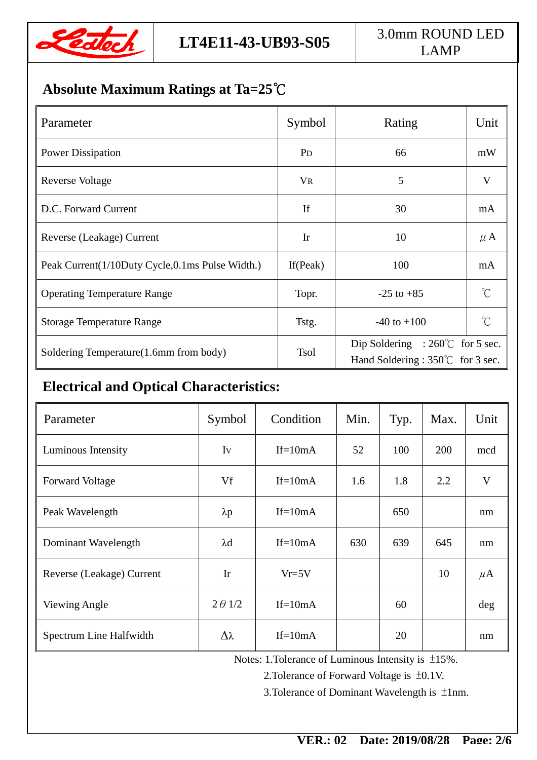| LT4E11-43-UB93-S05 | 3.0mm ROUND LED LAMP |
|---|---|

## Absolute Maximum Ratings at Ta=25℃

| Parameter | Symbol | Rating | Unit |
|---|---|---|---|
| Power Dissipation | $P_D$ | 66 | mW |
| Reverse Voltage | $V_R$ | 5 | V |
| D.C. Forward Current | If | 30 | mA |
| Reverse (Leakage) Current | Ir | 10 | μA |
| Peak Current(1/10Duty Cycle,0.1ms Pulse Width.) | If(Peak) | 100 | mA |
| Operating Temperature Range | Topr. | -25 to +85 | ℃ |
| Storage Temperature Range | Tstg. | -40 to +100 | ℃ |
| Soldering Temperature(1.6mm from body) | Tsol | Dip Soldering : 260℃ for 5 sec.<br>Hand Soldering : 350℃ for 3 sec. | |

## Electrical and Optical Characteristics:

| Parameter | Symbol | Condition | Min. | Typ. | Max. | Unit |
|---|---|---|---|---|---|---|
| Luminous Intensity | $I_V$ | If=10mA | 52 | 100 | 200 | mcd |
| Forward Voltage | Vf | If=10mA | 1.6 | 1.8 | 2.2 | V |
| Peak Wavelength | λp | If=10mA | | 650 | | nm |
| Dominant Wavelength | λd | If=10mA | 630 | 639 | 645 | nm |
| Reverse (Leakage) Current | Ir | Vr=5V | | | 10 | μA |
| Viewing Angle | $2\theta 1/2$ | If=10mA | | 60 | | deg |
| Spectrum Line Halfwidth | Δλ | If=10mA | | 20 | | nm |

Notes: 1.Tolerance of Luminous Intensity is ±15%.
2.Tolerance of Forward Voltage is ±0.1V.
3.Tolerance of Dominant Wavelength is ±1nm.

VER.: 02 Date: 2019/08/28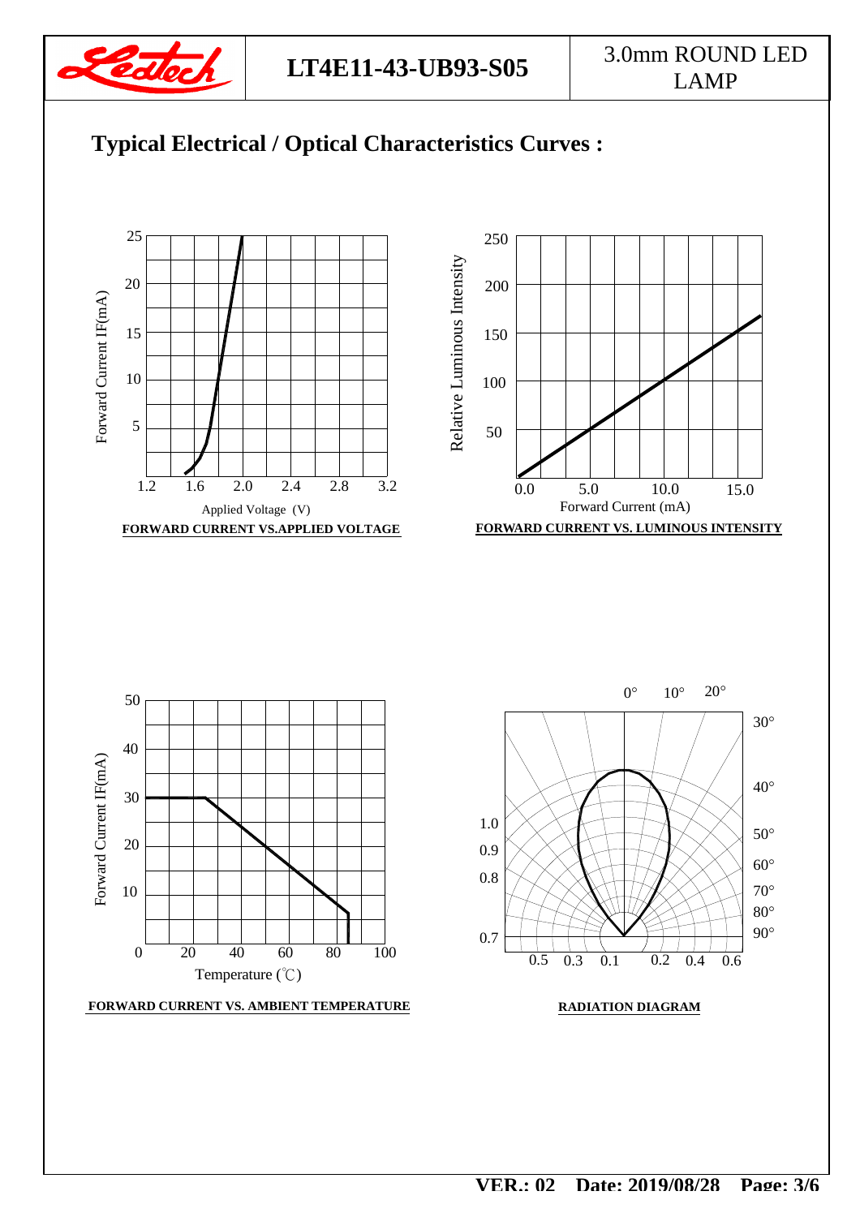## Typical Electrical / Optical Characteristics Curves :

FORWARD CURRENT VS.APPLIED VOLTAGE

FORWARD CURRENT VS. LUMINOUS INTENSITY

FORWARD CURRENT VS. AMBIENT TEMPERATURE

RADIATION DIAGRAM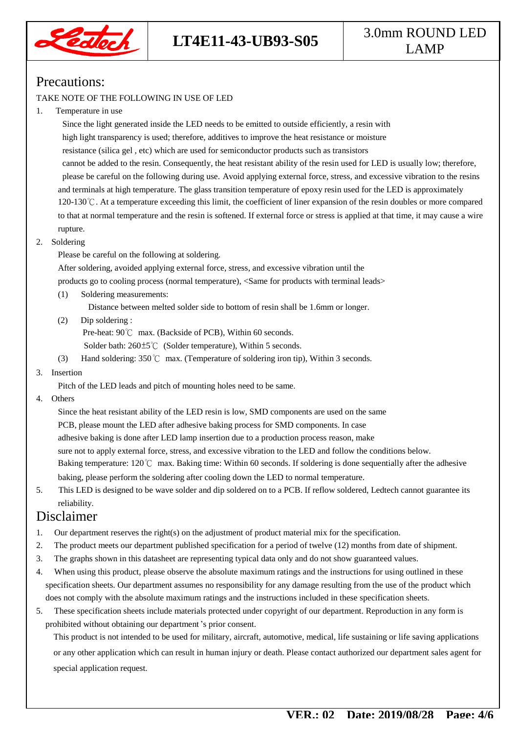## Precautions:

TAKE NOTE OF THE FOLLOWING IN USE OF LED

1. Temperature in use

   Since the light generated inside the LED needs to be emitted to outside efficiently, a resin with high light transparency is used; therefore, additives to improve the heat resistance or moisture resistance (silica gel , etc) which are used for semiconductor products such as transistors cannot be added to the resin. Consequently, the heat resistant ability of the resin used for LED is usually low; therefore, please be careful on the following during use. Avoid applying external force, stress, and excessive vibration to the resins and terminals at high temperature. The glass transition temperature of epoxy resin used for the LED is approximately 120-130℃. At a temperature exceeding this limit, the coefficient of liner expansion of the resin doubles or more compared to that at normal temperature and the resin is softened. If external force or stress is applied at that time, it may cause a wire rupture.

2. Soldering

   Please be careful on the following at soldering.

   After soldering, avoided applying external force, stress, and excessive vibration until the products go to cooling process (normal temperature), <Same for products with terminal leads>

   (1) Soldering measurements:

   Distance between melted solder side to bottom of resin shall be 1.6mm or longer.

   (2) Dip soldering :

   Pre-heat: 90℃ max. (Backside of PCB), Within 60 seconds.

   Solder bath: 260±5℃ (Solder temperature), Within 5 seconds.

   (3) Hand soldering: 350℃ max. (Temperature of soldering iron tip), Within 3 seconds.

3. Insertion

   Pitch of the LED leads and pitch of mounting holes need to be same.

4. Others

   Since the heat resistant ability of the LED resin is low, SMD components are used on the same PCB, please mount the LED after adhesive baking process for SMD components. In case adhesive baking is done after LED lamp insertion due to a production process reason, make sure not to apply external force, stress, and excessive vibration to the LED and follow the conditions below.

   Baking temperature: 120℃ max. Baking time: Within 60 seconds. If soldering is done sequentially after the adhesive baking, please perform the soldering after cooling down the LED to normal temperature.

5. This LED is designed to be wave solder and dip soldered on to a PCB. If reflow soldered, Ledtech cannot guarantee its reliability.

## Disclaimer

1. Our department reserves the right(s) on the adjustment of product material mix for the specification.
2. The product meets our department published specification for a period of twelve (12) months from date of shipment.
3. The graphs shown in this datasheet are representing typical data only and do not show guaranteed values.
4. When using this product, please observe the absolute maximum ratings and the instructions for using outlined in these specification sheets. Our department assumes no responsibility for any damage resulting from the use of the product which does not comply with the absolute maximum ratings and the instructions included in these specification sheets.
5. These specification sheets include materials protected under copyright of our department. Reproduction in any form is prohibited without obtaining our department's prior consent.

   This product is not intended to be used for military, aircraft, automotive, medical, life sustaining or life saving applications or any other application which can result in human injury or death. Please contact authorized our department sales agent for special application request.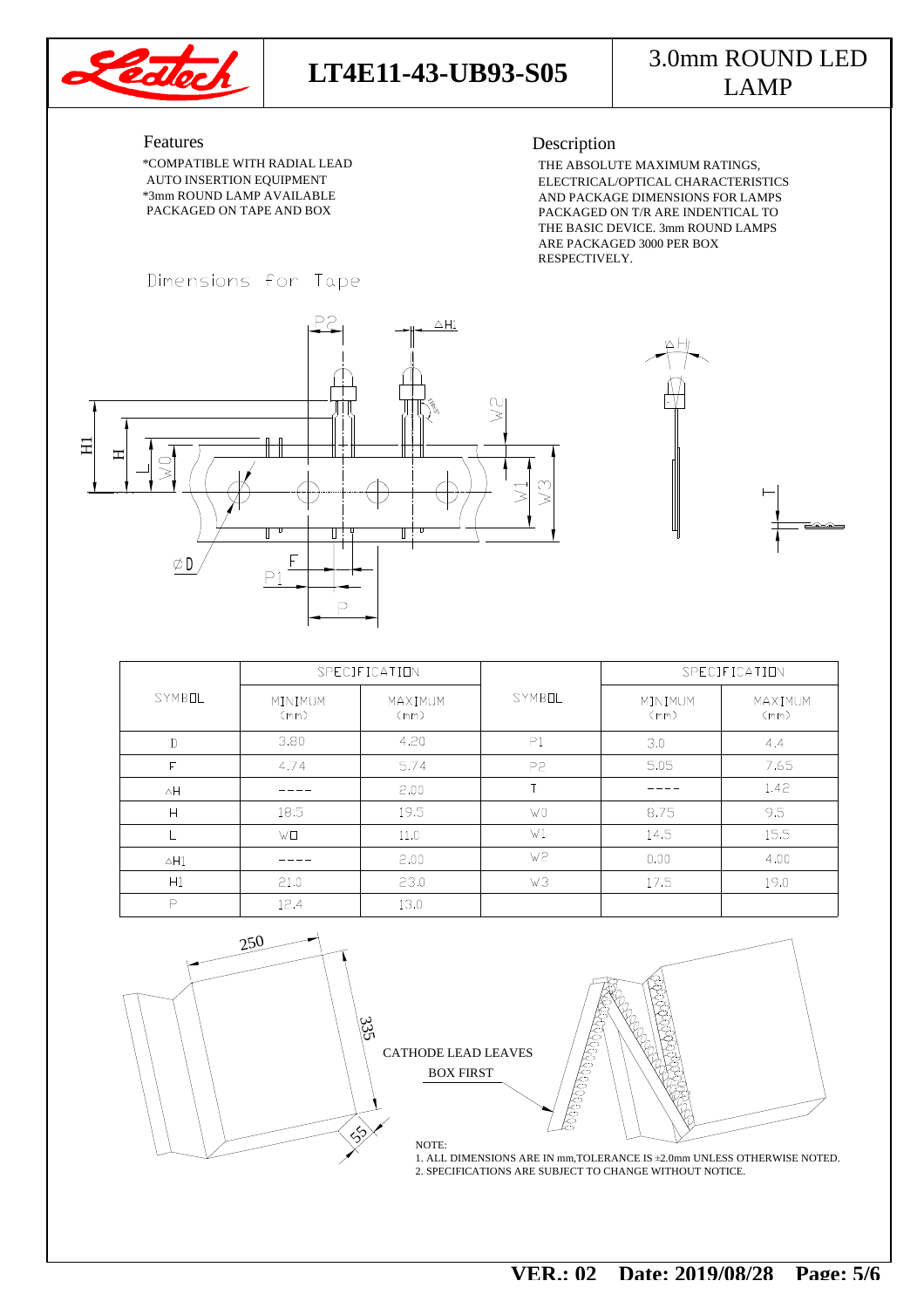# LT4E11-43-UB93-S05

## 3.0mm ROUND LED LAMP

### Features

*COMPATIBLE WITH RADIAL LEAD AUTO INSERTION EQUIPMENT
*3mm ROUND LAMP AVAILABLE PACKAGED ON TAPE AND BOX

### Description

THE ABSOLUTE MAXIMUM RATINGS, ELECTRICAL/OPTICAL CHARACTERISTICS AND PACKAGE DIMENSIONS FOR LAMPS PACKAGED ON T/R ARE INDENTICAL TO THE BASIC DEVICE. 3mm ROUND LAMPS ARE PACKAGED 3000 PER BOX RESPECTIVELY.

### Dimensions for Tape

| SYMBOL | SPECIFICATION | | SYMBOL | SPECIFICATION | |
|---|---|---|---|---|---|
| | MINIMUM (mm) | MAXIMUM (mm) | | MINIMUM (mm) | MAXIMUM (mm) |
| D | 3.80 | 4.20 | P1 | 3.0 | 4.4 |
| F | 4.74 | 5.74 | P2 | 5.05 | 7.65 |
| ΔH | ---- | 2.00 | T | ---- | 1.42 |
| H | 18.5 | 19.5 | W0 | 8.75 | 9.5 |
| L | W0 | 11.0 | W1 | 14.5 | 15.5 |
| ΔH1 | ---- | 2.00 | W2 | 0.00 | 4.00 |
| H1 | 21.0 | 23.0 | W3 | 17.5 | 19.0 |
| P | 12.4 | 13.0 | | | |

250

335

55

CATHODE LEAD LEAVES BOX FIRST

NOTE:
1. ALL DIMENSIONS ARE IN mm,TOLERANCE IS ±2.0mm UNLESS OTHERWISE NOTED.
2. SPECIFICATIONS ARE SUBJECT TO CHANGE WITHOUT NOTICE.

VER.: 02 Date: 2019/08/28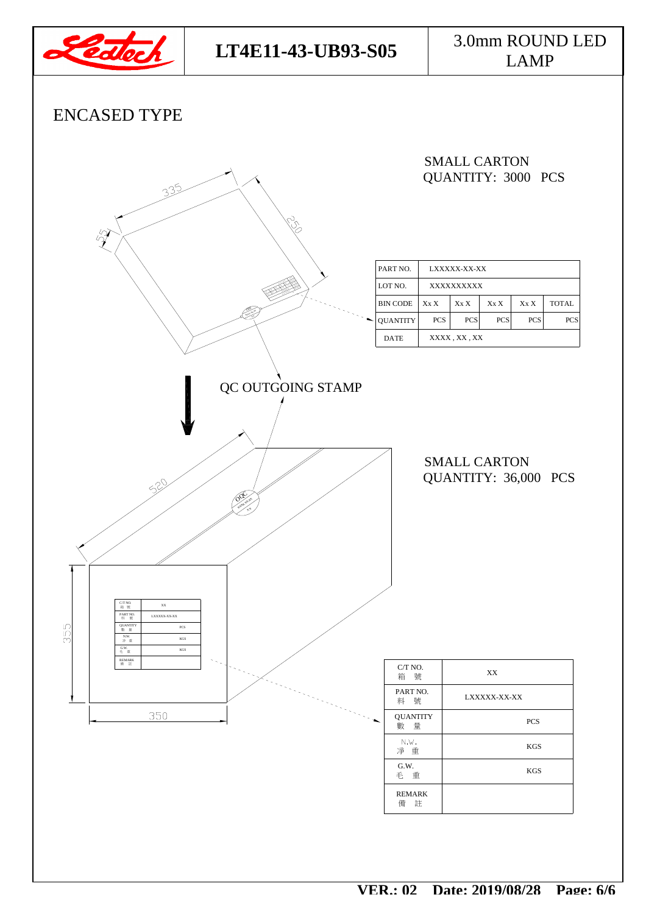# ENCASED TYPE

SMALL CARTON
QUANTITY: 3000 PCS

335
55
250

| PART NO. | LXXXXX-XX-XX | | | | |
|---|---|---|---|---|---|
| LOT NO. | XXXXXXXXXX | | | | |
| BIN CODE | Xx X | Xx X | Xx X | Xx X | TOTAL |
| QUANTITY | PCS | PCS | PCS | PCS | PCS |
| DATE | XXXX , XX , XX | | | | |

QC OUTGOING STAMP

SMALL CARTON
QUANTITY: 36,000 PCS

520
355
350

| | |
|---|---|
| C/T NO. 箱 號 | XX |
| PART NO. 料 號 | LXXXXX-XX-XX |
| QUANTITY 數 量 | PCS |
| N.W. 淨 重 | KGS |
| G.W. 毛 重 | KGS |
| REMARK 備 註 | |

VER.: 02 Date: 2019/08/28